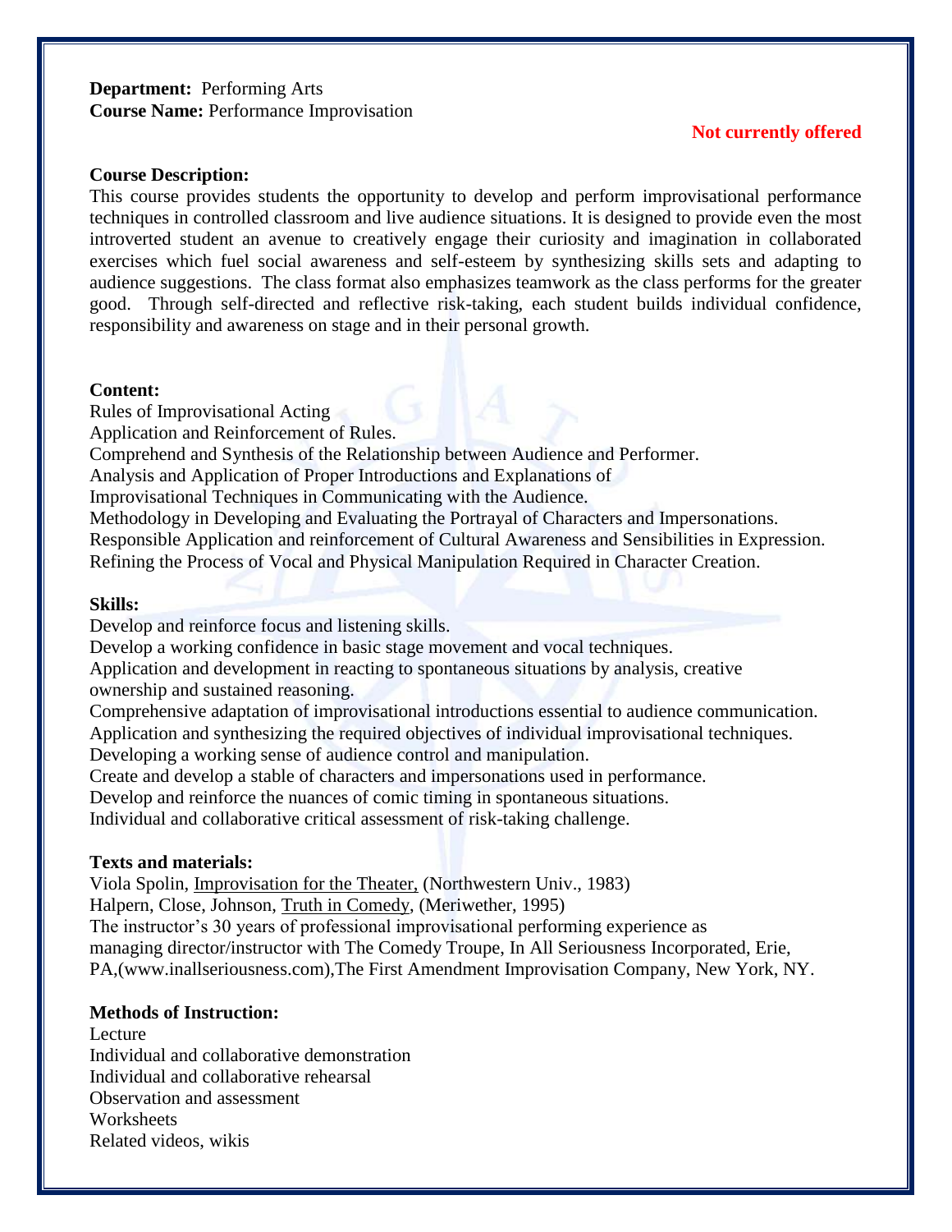**Department:** Performing Arts
**Course Name:** Performance Improvisation

**Not currently offered**

**Course Description:**

This course provides students the opportunity to develop and perform improvisational performance techniques in controlled classroom and live audience situations. It is designed to provide even the most introverted student an avenue to creatively engage their curiosity and imagination in collaborated exercises which fuel social awareness and self-esteem by synthesizing skills sets and adapting to audience suggestions. The class format also emphasizes teamwork as the class performs for the greater good. Through self-directed and reflective risk-taking, each student builds individual confidence, responsibility and awareness on stage and in their personal growth.

**Content:**

Rules of Improvisational Acting
Application and Reinforcement of Rules.
Comprehend and Synthesis of the Relationship between Audience and Performer.
Analysis and Application of Proper Introductions and Explanations of
Improvisational Techniques in Communicating with the Audience.
Methodology in Developing and Evaluating the Portrayal of Characters and Impersonations.
Responsible Application and reinforcement of Cultural Awareness and Sensibilities in Expression.
Refining the Process of Vocal and Physical Manipulation Required in Character Creation.

**Skills:**

Develop and reinforce focus and listening skills.
Develop a working confidence in basic stage movement and vocal techniques.
Application and development in reacting to spontaneous situations by analysis, creative ownership and sustained reasoning.
Comprehensive adaptation of improvisational introductions essential to audience communication.
Application and synthesizing the required objectives of individual improvisational techniques.
Developing a working sense of audience control and manipulation.
Create and develop a stable of characters and impersonations used in performance.
Develop and reinforce the nuances of comic timing in spontaneous situations.
Individual and collaborative critical assessment of risk-taking challenge.

**Texts and materials:**

Viola Spolin, Improvisation for the Theater, (Northwestern Univ., 1983)
Halpern, Close, Johnson, Truth in Comedy, (Meriwether, 1995)
The instructor's 30 years of professional improvisational performing experience as managing director/instructor with The Comedy Troupe, In All Seriousness Incorporated, Erie, PA,(www.inallseriousness.com),The First Amendment Improvisation Company, New York, NY.

**Methods of Instruction:**

Lecture
Individual and collaborative demonstration
Individual and collaborative rehearsal
Observation and assessment
Worksheets
Related videos, wikis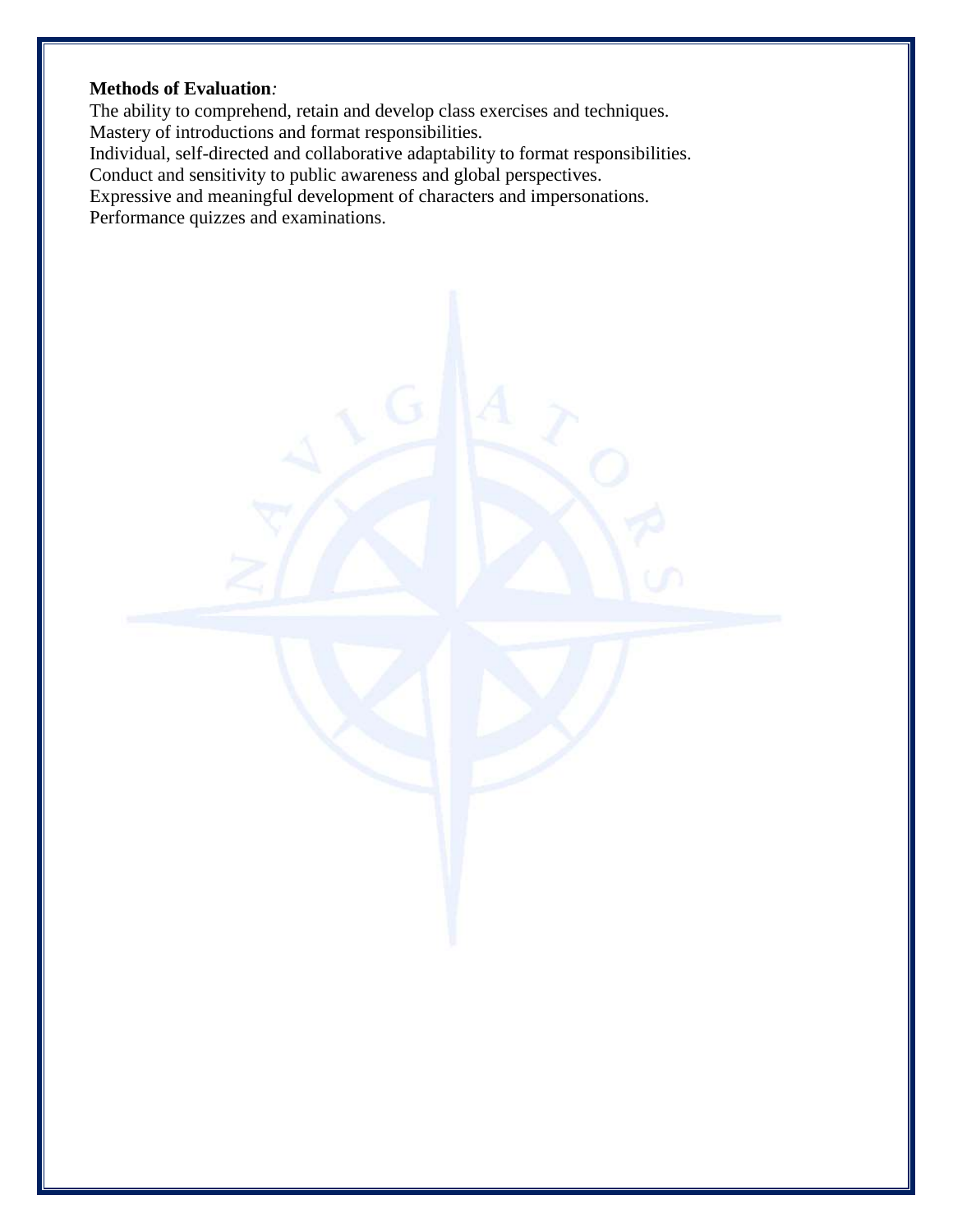**Methods of Evaluation***:*

The ability to comprehend, retain and develop class exercises and techniques.
Mastery of introductions and format responsibilities.
Individual, self-directed and collaborative adaptability to format responsibilities.
Conduct and sensitivity to public awareness and global perspectives.
Expressive and meaningful development of characters and impersonations.
Performance quizzes and examinations.